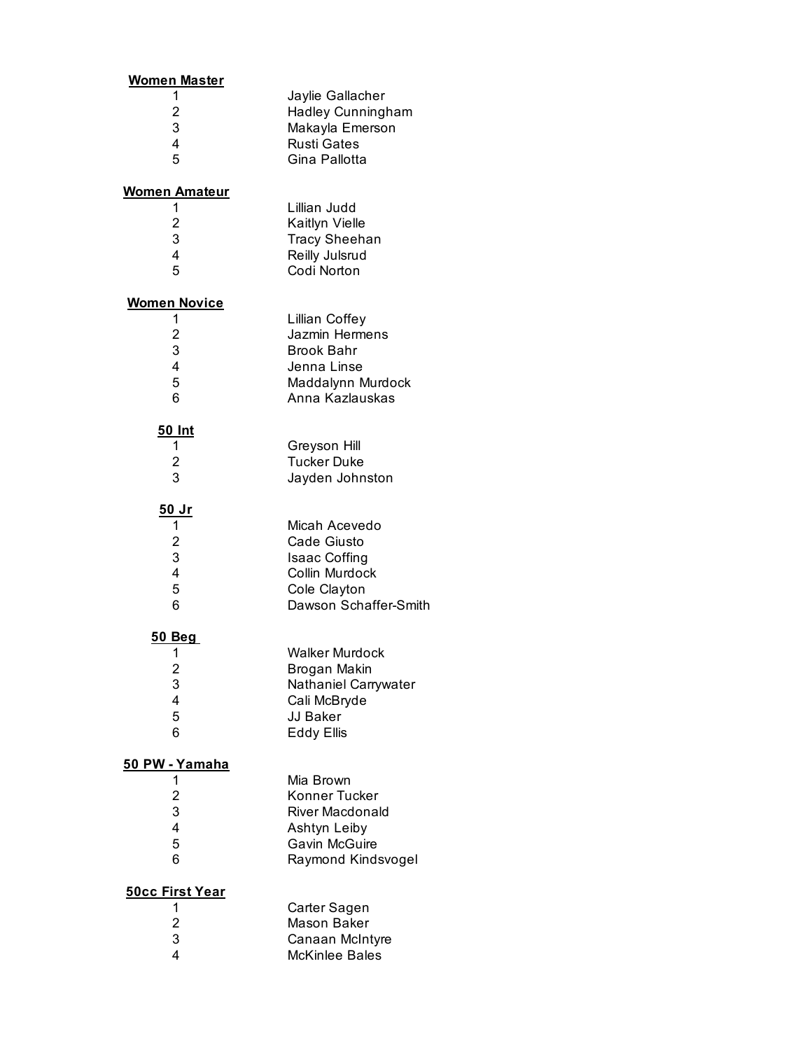**Women Master**

| | |
|---|---|
| 1 | Jaylie Gallacher |
| 2 | Hadley Cunningham |
| 3 | Makayla Emerson |
| 4 | Rusti Gates |
| 5 | Gina Pallotta |

**Women Amateur**

| | |
|---|---|
| 1 | Lillian Judd |
| 2 | Kaitlyn Vielle |
| 3 | Tracy Sheehan |
| 4 | Reilly Julsrud |
| 5 | Codi Norton |

**Women Novice**

| | |
|---|---|
| 1 | Lillian Coffey |
| 2 | Jazmin Hermens |
| 3 | Brook Bahr |
| 4 | Jenna Linse |
| 5 | Maddalynn Murdock |
| 6 | Anna Kazlauskas |

**50 Int**

| | |
|---|---|
| 1 | Greyson Hill |
| 2 | Tucker Duke |
| 3 | Jayden Johnston |

**50 Jr**

| | |
|---|---|
| 1 | Micah Acevedo |
| 2 | Cade Giusto |
| 3 | Isaac Coffing |
| 4 | Collin Murdock |
| 5 | Cole Clayton |
| 6 | Dawson Schaffer-Smith |

**50 Beg**

| | |
|---|---|
| 1 | Walker Murdock |
| 2 | Brogan Makin |
| 3 | Nathaniel Carrywater |
| 4 | Cali McBryde |
| 5 | JJ Baker |
| 6 | Eddy Ellis |

**50 PW - Yamaha**

| | |
|---|---|
| 1 | Mia Brown |
| 2 | Konner Tucker |
| 3 | River Macdonald |
| 4 | Ashtyn Leiby |
| 5 | Gavin McGuire |
| 6 | Raymond Kindsvogel |

**50cc First Year**

| | |
|---|---|
| 1 | Carter Sagen |
| 2 | Mason Baker |
| 3 | Canaan McIntyre |
| 4 | McKinlee Bales |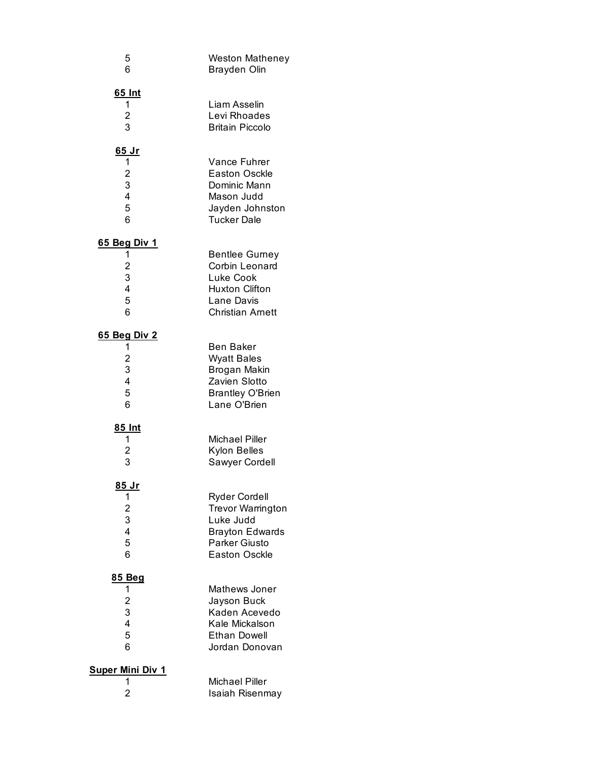| | |
|---|---|
| 5 | Weston Matheney |
| 6 | Brayden Olin |

**65 Int**

| | |
|---|---|
| 1 | Liam Asselin |
| 2 | Levi Rhoades |
| 3 | Britain Piccolo |

**65 Jr**

| | |
|---|---|
| 1 | Vance Fuhrer |
| 2 | Easton Osckle |
| 3 | Dominic Mann |
| 4 | Mason Judd |
| 5 | Jayden Johnston |
| 6 | Tucker Dale |

**65 Beg Div 1**

| | |
|---|---|
| 1 | Bentlee Gurney |
| 2 | Corbin Leonard |
| 3 | Luke Cook |
| 4 | Huxton Clifton |
| 5 | Lane Davis |
| 6 | Christian Arnett |

**65 Beg Div 2**

| | |
|---|---|
| 1 | Ben Baker |
| 2 | Wyatt Bales |
| 3 | Brogan Makin |
| 4 | Zavien Slotto |
| 5 | Brantley O'Brien |
| 6 | Lane O'Brien |

**85 Int**

| | |
|---|---|
| 1 | Michael Piller |
| 2 | Kylon Belles |
| 3 | Sawyer Cordell |

**85 Jr**

| | |
|---|---|
| 1 | Ryder Cordell |
| 2 | Trevor Warrington |
| 3 | Luke Judd |
| 4 | Brayton Edwards |
| 5 | Parker Giusto |
| 6 | Easton Osckle |

**85 Beg**

| | |
|---|---|
| 1 | Mathews Joner |
| 2 | Jayson Buck |
| 3 | Kaden Acevedo |
| 4 | Kale Mickalson |
| 5 | Ethan Dowell |
| 6 | Jordan Donovan |

**Super Mini Div 1**

| | |
|---|---|
| 1 | Michael Piller |
| 2 | Isaiah Risenmay |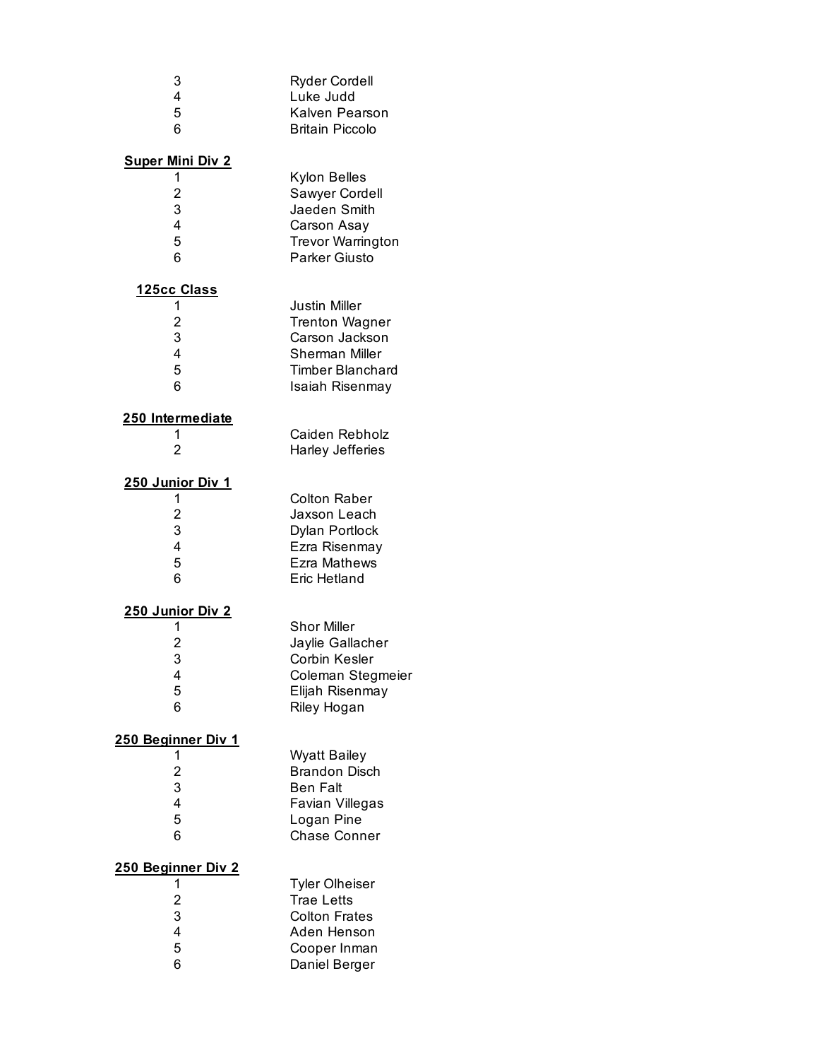3 Ryder Cordell
4 Luke Judd
5 Kalven Pearson
6 Britain Piccolo

**Super Mini Div 2**

1 Kylon Belles
2 Sawyer Cordell
3 Jaeden Smith
4 Carson Asay
5 Trevor Warrington
6 Parker Giusto

**125cc Class**

1 Justin Miller
2 Trenton Wagner
3 Carson Jackson
4 Sherman Miller
5 Timber Blanchard
6 Isaiah Risenmay

**250 Intermediate**

1 Caiden Rebholz
2 Harley Jefferies

**250 Junior Div 1**

1 Colton Raber
2 Jaxson Leach
3 Dylan Portlock
4 Ezra Risenmay
5 Ezra Mathews
6 Eric Hetland

**250 Junior Div 2**

1 Shor Miller
2 Jaylie Gallacher
3 Corbin Kesler
4 Coleman Stegmeier
5 Elijah Risenmay
6 Riley Hogan

**250 Beginner Div 1**

1 Wyatt Bailey
2 Brandon Disch
3 Ben Falt
4 Favian Villegas
5 Logan Pine
6 Chase Conner

**250 Beginner Div 2**

1 Tyler Olheiser
2 Trae Letts
3 Colton Frates
4 Aden Henson
5 Cooper Inman
6 Daniel Berger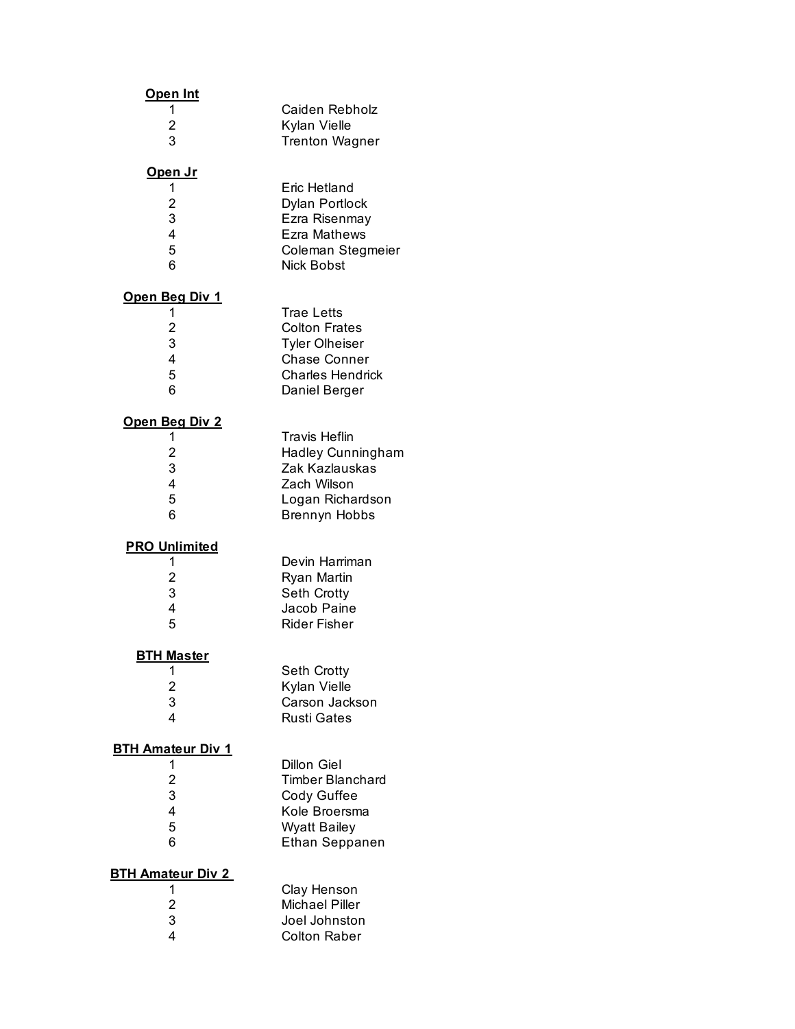**Open Int**

| | |
|---|---|
| 1 | Caiden Rebholz |
| 2 | Kylan Vielle |
| 3 | Trenton Wagner |

**Open Jr**

| | |
|---|---|
| 1 | Eric Hetland |
| 2 | Dylan Portlock |
| 3 | Ezra Risenmay |
| 4 | Ezra Mathews |
| 5 | Coleman Stegmeier |
| 6 | Nick Bobst |

**Open Beg Div 1**

| | |
|---|---|
| 1 | Trae Letts |
| 2 | Colton Frates |
| 3 | Tyler Olheiser |
| 4 | Chase Conner |
| 5 | Charles Hendrick |
| 6 | Daniel Berger |

**Open Beg Div 2**

| | |
|---|---|
| 1 | Travis Heflin |
| 2 | Hadley Cunningham |
| 3 | Zak Kazlauskas |
| 4 | Zach Wilson |
| 5 | Logan Richardson |
| 6 | Brennyn Hobbs |

**PRO Unlimited**

| | |
|---|---|
| 1 | Devin Harriman |
| 2 | Ryan Martin |
| 3 | Seth Crotty |
| 4 | Jacob Paine |
| 5 | Rider Fisher |

**BTH Master**

| | |
|---|---|
| 1 | Seth Crotty |
| 2 | Kylan Vielle |
| 3 | Carson Jackson |
| 4 | Rusti Gates |

**BTH Amateur Div 1**

| | |
|---|---|
| 1 | Dillon Giel |
| 2 | Timber Blanchard |
| 3 | Cody Guffee |
| 4 | Kole Broersma |
| 5 | Wyatt Bailey |
| 6 | Ethan Seppanen |

**BTH Amateur Div 2**

| | |
|---|---|
| 1 | Clay Henson |
| 2 | Michael Piller |
| 3 | Joel Johnston |
| 4 | Colton Raber |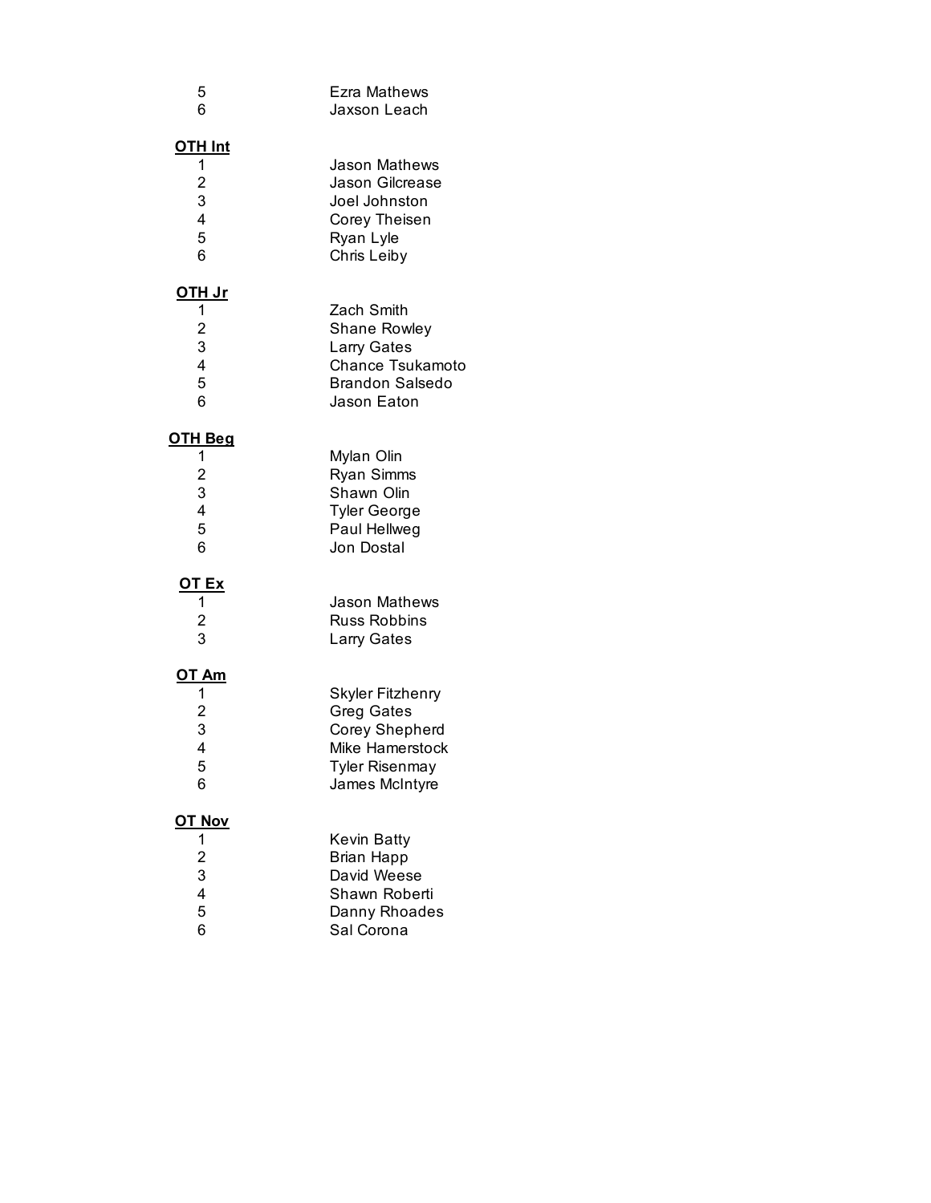| | |
|---|---|
| 5 | Ezra Mathews |
| 6 | Jaxson Leach |

**OTH Int**

| | |
|---|---|
| 1 | Jason Mathews |
| 2 | Jason Gilcrease |
| 3 | Joel Johnston |
| 4 | Corey Theisen |
| 5 | Ryan Lyle |
| 6 | Chris Leiby |

**OTH Jr**

| | |
|---|---|
| 1 | Zach Smith |
| 2 | Shane Rowley |
| 3 | Larry Gates |
| 4 | Chance Tsukamoto |
| 5 | Brandon Salsedo |
| 6 | Jason Eaton |

**OTH Beg**

| | |
|---|---|
| 1 | Mylan Olin |
| 2 | Ryan Simms |
| 3 | Shawn Olin |
| 4 | Tyler George |
| 5 | Paul Hellweg |
| 6 | Jon Dostal |

**OT Ex**

| | |
|---|---|
| 1 | Jason Mathews |
| 2 | Russ Robbins |
| 3 | Larry Gates |

**OT Am**

| | |
|---|---|
| 1 | Skyler Fitzhenry |
| 2 | Greg Gates |
| 3 | Corey Shepherd |
| 4 | Mike Hamerstock |
| 5 | Tyler Risenmay |
| 6 | James McIntyre |

**OT Nov**

| | |
|---|---|
| 1 | Kevin Batty |
| 2 | Brian Happ |
| 3 | David Weese |
| 4 | Shawn Roberti |
| 5 | Danny Rhoades |
| 6 | Sal Corona |